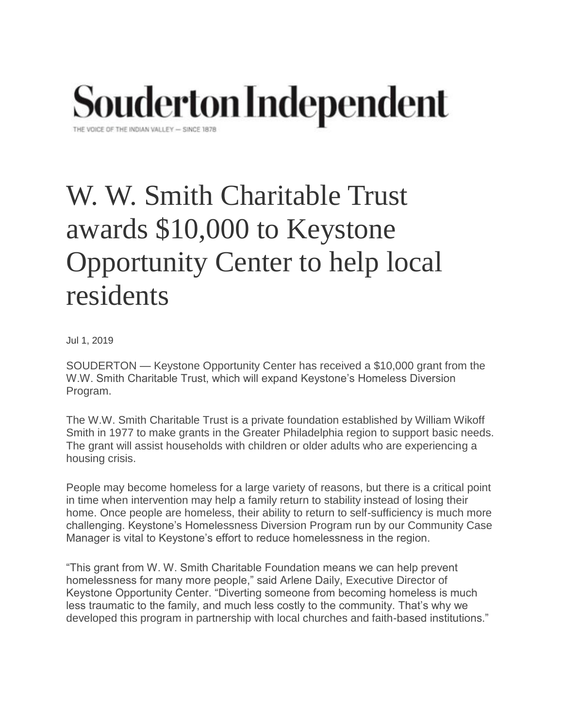# Souderton Independent

THE VOICE OF THE INDIAN VALLEY — SINCE 1878

## W. W. Smith Charitable Trust awards $10,000 to Keystone Opportunity Center to help local residents

Jul 1, 2019

SOUDERTON — Keystone Opportunity Center has received a $10,000 grant from the W.W. Smith Charitable Trust, which will expand Keystone's Homeless Diversion Program.

The W.W. Smith Charitable Trust is a private foundation established by William Wikoff Smith in 1977 to make grants in the Greater Philadelphia region to support basic needs. The grant will assist households with children or older adults who are experiencing a housing crisis.

People may become homeless for a large variety of reasons, but there is a critical point in time when intervention may help a family return to stability instead of losing their home. Once people are homeless, their ability to return to self-sufficiency is much more challenging. Keystone's Homelessness Diversion Program run by our Community Case Manager is vital to Keystone's effort to reduce homelessness in the region.

"This grant from W. W. Smith Charitable Foundation means we can help prevent homelessness for many more people," said Arlene Daily, Executive Director of Keystone Opportunity Center. "Diverting someone from becoming homeless is much less traumatic to the family, and much less costly to the community. That's why we developed this program in partnership with local churches and faith-based institutions."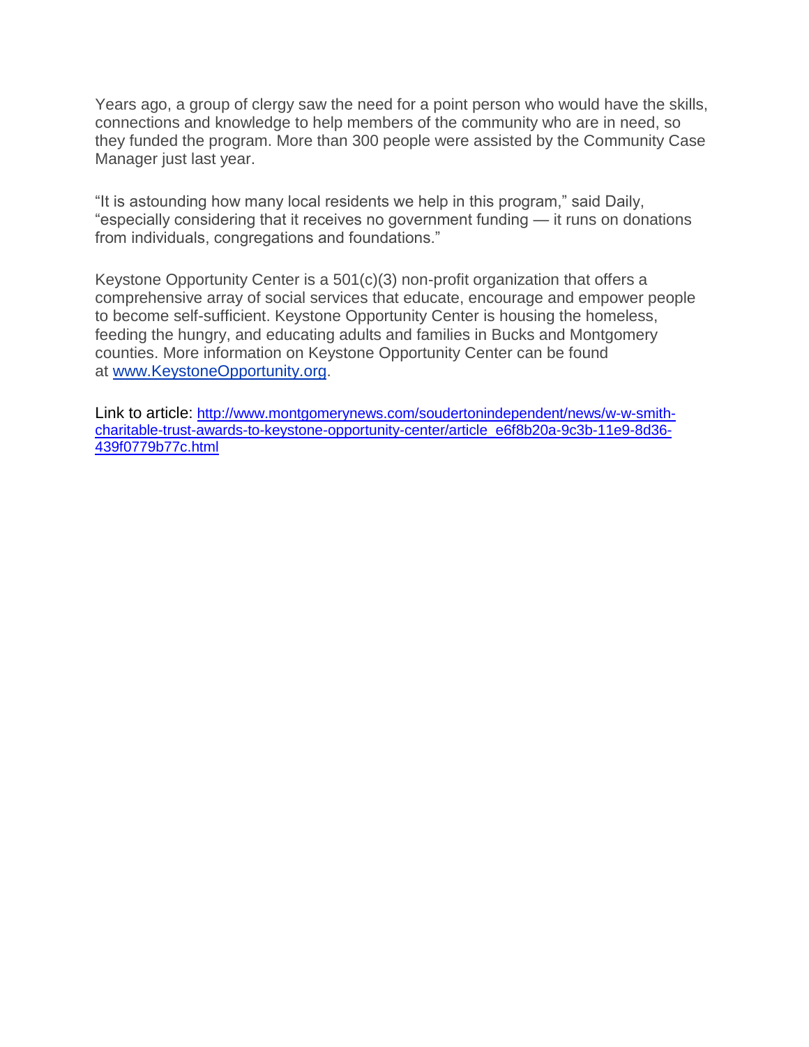Years ago, a group of clergy saw the need for a point person who would have the skills, connections and knowledge to help members of the community who are in need, so they funded the program. More than 300 people were assisted by the Community Case Manager just last year.

"It is astounding how many local residents we help in this program," said Daily, "especially considering that it receives no government funding — it runs on donations from individuals, congregations and foundations."

Keystone Opportunity Center is a 501(c)(3) non-profit organization that offers a comprehensive array of social services that educate, encourage and empower people to become self-sufficient. Keystone Opportunity Center is housing the homeless, feeding the hungry, and educating adults and families in Bucks and Montgomery counties. More information on Keystone Opportunity Center can be found at [www.KeystoneOpportunity.org](http://www.KeystoneOpportunity.org).

Link to article: [http://www.montgomerynews.com/soudertonindependent/news/w-w-smith-charitable-trust-awards-to-keystone-opportunity-center/article_e6f8b20a-9c3b-11e9-8d36-439f0779b77c.html](http://www.montgomerynews.com/soudertonindependent/news/w-w-smith-charitable-trust-awards-to-keystone-opportunity-center/article_e6f8b20a-9c3b-11e9-8d36-439f0779b77c.html)